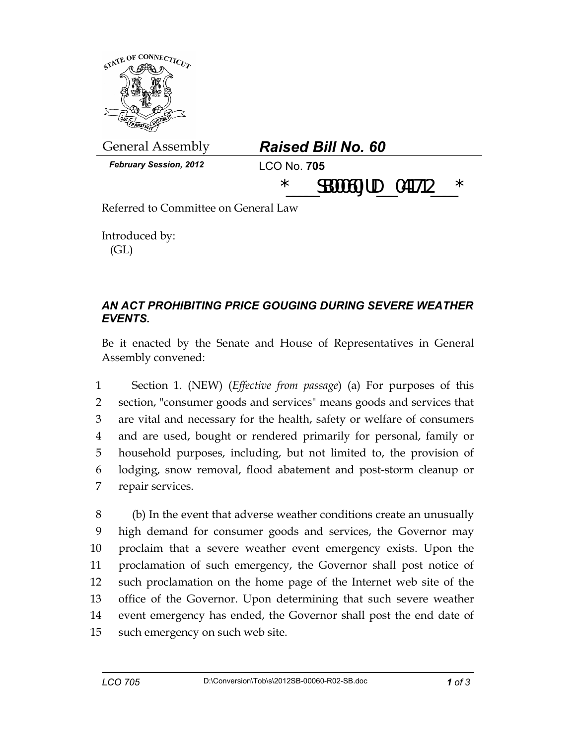General Assembly

*February Session, 2012*

# ***Raised Bill No. 60***

LCO No. **705**

*_____SB00060JUD___041712____*

Referred to Committee on General Law

Introduced by:
(GL)

***AN ACT PROHIBITING PRICE GOUGING DURING SEVERE WEATHER EVENTS.***

Be it enacted by the Senate and House of Representatives in General Assembly convened:

1 Section 1. (NEW) (*Effective from passage*) (a) For purposes of this
2 section, "consumer goods and services" means goods and services that
3 are vital and necessary for the health, safety or welfare of consumers
4 and are used, bought or rendered primarily for personal, family or
5 household purposes, including, but not limited to, the provision of
6 lodging, snow removal, flood abatement and post-storm cleanup or
7 repair services.

8 (b) In the event that adverse weather conditions create an unusually
9 high demand for consumer goods and services, the Governor may
10 proclaim that a severe weather event emergency exists. Upon the
11 proclamation of such emergency, the Governor shall post notice of
12 such proclamation on the home page of the Internet web site of the
13 office of the Governor. Upon determining that such severe weather
14 event emergency has ended, the Governor shall post the end date of
15 such emergency on such web site.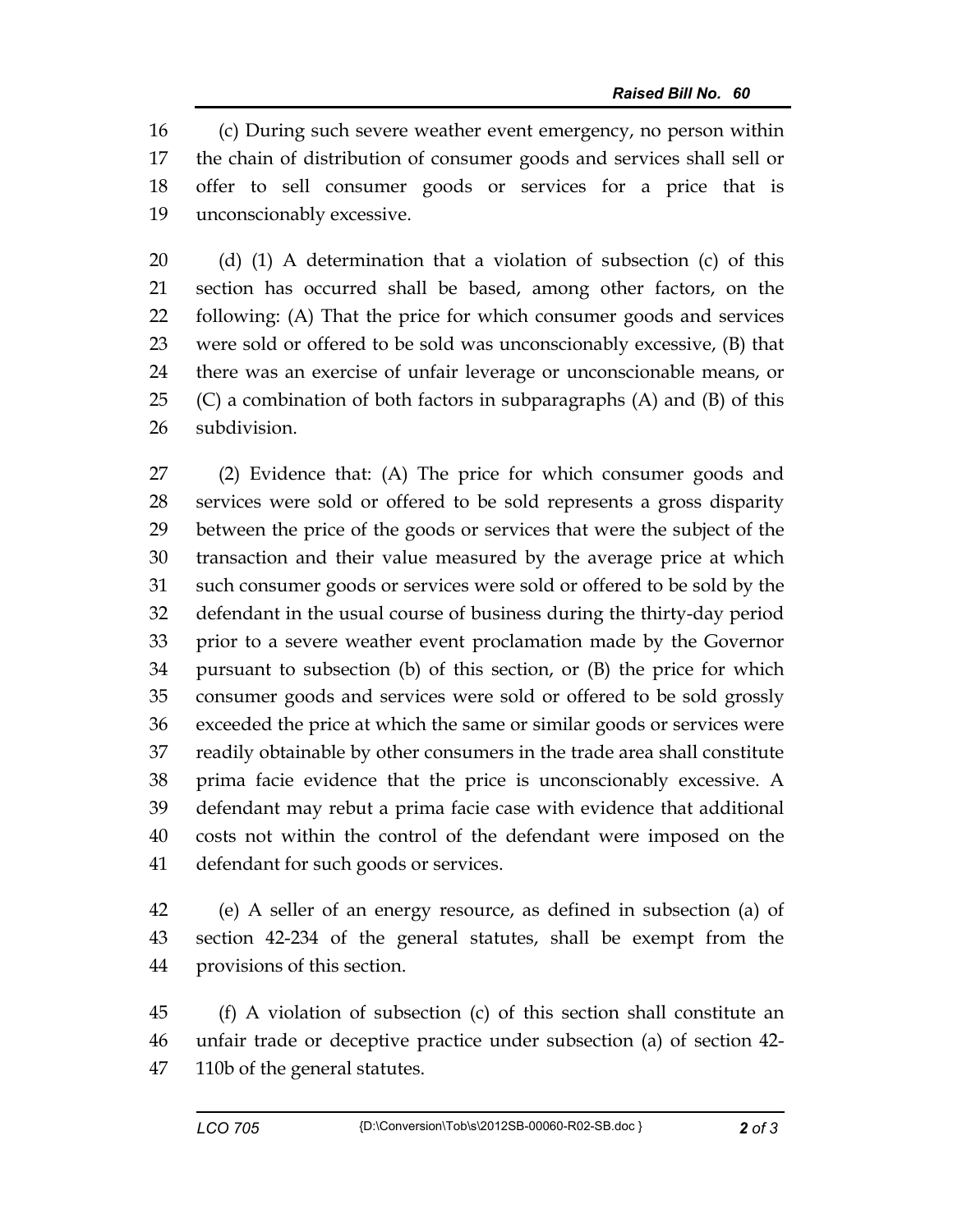(c) During such severe weather event emergency, no person within the chain of distribution of consumer goods and services shall sell or offer to sell consumer goods or services for a price that is unconscionably excessive.

(d) (1) A determination that a violation of subsection (c) of this section has occurred shall be based, among other factors, on the following: (A) That the price for which consumer goods and services were sold or offered to be sold was unconscionably excessive, (B) that there was an exercise of unfair leverage or unconscionable means, or (C) a combination of both factors in subparagraphs (A) and (B) of this subdivision.

(2) Evidence that: (A) The price for which consumer goods and services were sold or offered to be sold represents a gross disparity between the price of the goods or services that were the subject of the transaction and their value measured by the average price at which such consumer goods or services were sold or offered to be sold by the defendant in the usual course of business during the thirty-day period prior to a severe weather event proclamation made by the Governor pursuant to subsection (b) of this section, or (B) the price for which consumer goods and services were sold or offered to be sold grossly exceeded the price at which the same or similar goods or services were readily obtainable by other consumers in the trade area shall constitute prima facie evidence that the price is unconscionably excessive. A defendant may rebut a prima facie case with evidence that additional costs not within the control of the defendant were imposed on the defendant for such goods or services.

(e) A seller of an energy resource, as defined in subsection (a) of section 42-234 of the general statutes, shall be exempt from the provisions of this section.

(f) A violation of subsection (c) of this section shall constitute an unfair trade or deceptive practice under subsection (a) of section 42-110b of the general statutes.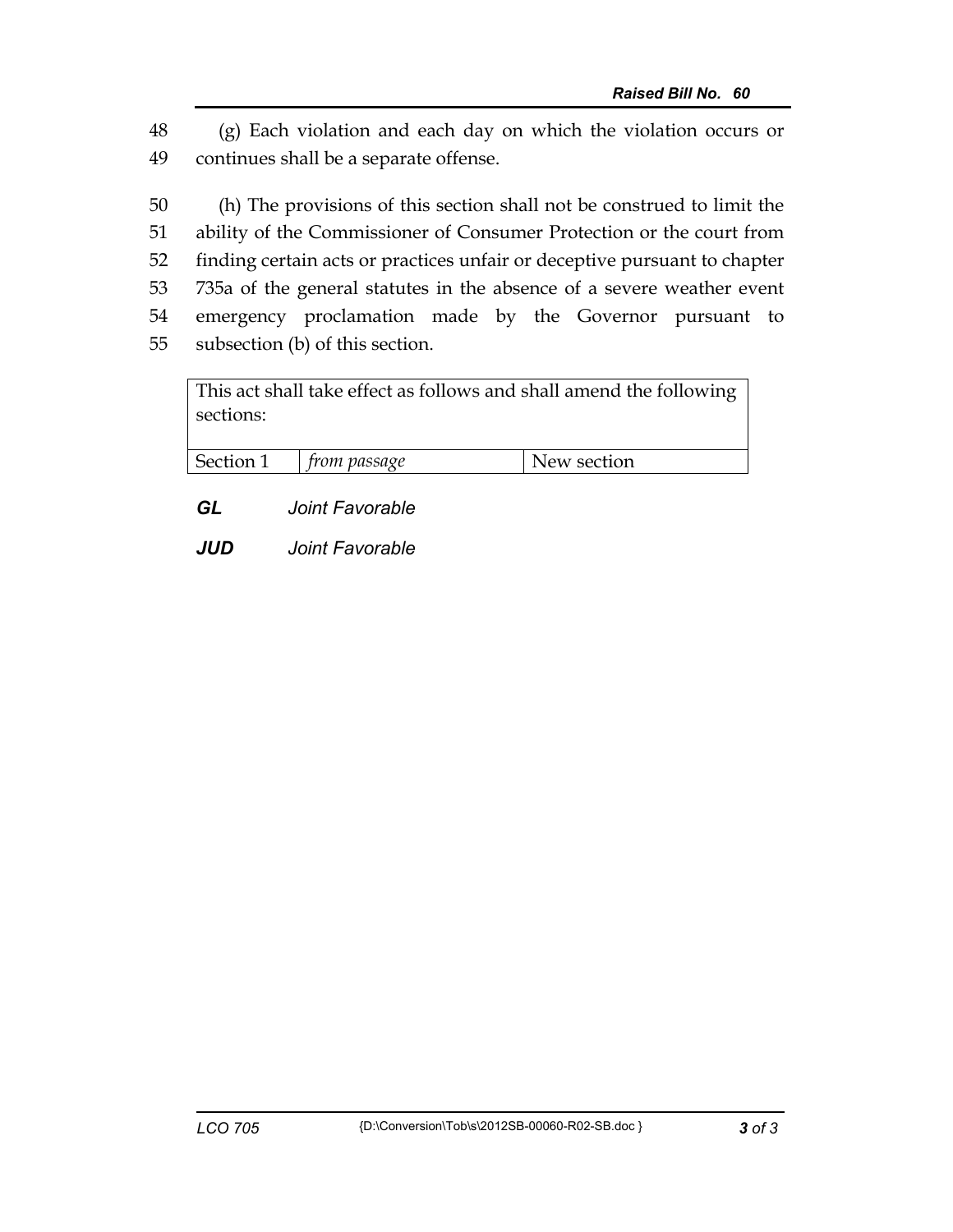(g) Each violation and each day on which the violation occurs or continues shall be a separate offense.

(h) The provisions of this section shall not be construed to limit the ability of the Commissioner of Consumer Protection or the court from finding certain acts or practices unfair or deceptive pursuant to chapter 735a of the general statutes in the absence of a severe weather event emergency proclamation made by the Governor pursuant to subsection (b) of this section.

| This act shall take effect as follows and shall amend the following sections: | | |
|---|---|---|
| Section 1 | *from passage* | New section |

***GL*** *Joint Favorable*

***JUD*** *Joint Favorable*